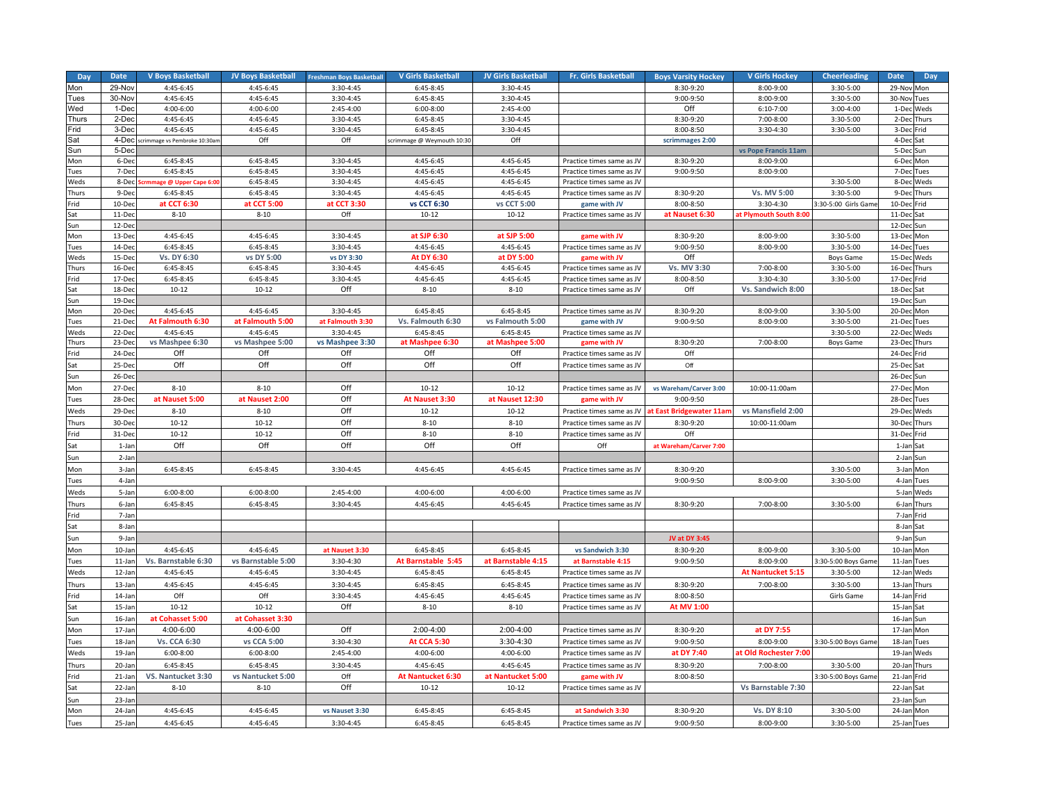| Day | Date | V Boys Basketball | JV Boys Basketball | Freshman Boys Basketball | V Girls Basketball | JV Girls Basketball | Fr. Girls Basketball | Boys Varsity Hockey | V Girls Hockey | Cheerleading | Date | Day |
|---|---|---|---|---|---|---|---|---|---|---|---|---|
| Mon | 29-Nov | 4:45-6:45 | 4:45-6:45 | 3:30-4:45 | 6:45-8:45 | 3:30-4:45 | | 8:30-9:20 | 8:00-9:00 | 3:30-5:00 | 29-Nov | Mon |
| Tues | 30-Nov | 4:45-6:45 | 4:45-6:45 | 3:30-4:45 | 6:45-8:45 | 3:30-4:45 | | 9:00-9:50 | 8:00-9:00 | 3:30-5:00 | 30-Nov | Tues |
| Wed | 1-Dec | 4:00-6:00 | 4:00-6:00 | 2:45-4:00 | 6:00-8:00 | 2:45-4:00 | | Off | 6:10-7:00 | 3:00-4:00 | 1-Dec | Weds |
| Thurs | 2-Dec | 4:45-6:45 | 4:45-6:45 | 3:30-4:45 | 6:45-8:45 | 3:30-4:45 | | 8:30-9:20 | 7:00-8:00 | 3:30-5:00 | 2-Dec | Thurs |
| Frid | 3-Dec | 4:45-6:45 | 4:45-6:45 | 3:30-4:45 | 6:45-8:45 | 3:30-4:45 | | 8:00-8:50 | 3:30-4:30 | 3:30-5:00 | 3-Dec | Frid |
| Sat | 4-Dec | scrimmage vs Pembroke 10:30am | Off | Off | scrimmage @ Weymouth 10:30 | Off | | scrimmages 2:00 | | | 4-Dec | Sat |
| Sun | 5-Dec | | | | | | | | vs Pope Francis 11am | | 5-Dec | Sun |
| Mon | 6-Dec | 6:45-8:45 | 6:45-8:45 | 3:30-4:45 | 4:45-6:45 | 4:45-6:45 | Practice times same as JV | 8:30-9:20 | 8:00-9:00 | | 6-Dec | Mon |
| Tues | 7-Dec | 6:45-8:45 | 6:45-8:45 | 3:30-4:45 | 4:45-6:45 | 4:45-6:45 | Practice times same as JV | 9:00-9:50 | 8:00-9:00 | | 7-Dec | Tues |
| Weds | 8-Dec | Scrmmage @ Upper Cape 6:00 | 6:45-8:45 | 3:30-4:45 | 4:45-6:45 | 4:45-6:45 | Practice times same as JV | | | 3:30-5:00 | 8-Dec | Weds |
| Thurs | 9-Dec | 6:45-8:45 | 6:45-8:45 | 3:30-4:45 | 4:45-6:45 | 4:45-6:45 | Practice times same as JV | 8:30-9:20 | Vs. MV 5:00 | 3:30-5:00 | 9-Dec | Thurs |
| Frid | 10-Dec | at CCT 6:30 | at CCT 5:00 | at CCT 3:30 | vs CCT 6:30 | vs CCT 5:00 | game with JV | 8:00-8:50 | 3:30-4:30 | 3:30-5:00 Girls Game | 10-Dec | Frid |
| Sat | 11-Dec | 8-10 | 8-10 | Off | 10-12 | 10-12 | Practice times same as JV | at Nauset 6:30 | at Plymouth South 8:00 | | 11-Dec | Sat |
| Sun | 12-Dec | | | | | | | | | | 12-Dec | Sun |
| Mon | 13-Dec | 4:45-6:45 | 4:45-6:45 | 3:30-4:45 | at SJP 6:30 | at SJP 5:00 | game with JV | 8:30-9:20 | 8:00-9:00 | 3:30-5:00 | 13-Dec | Mon |
| Tues | 14-Dec | 6:45-8:45 | 6:45-8:45 | 3:30-4:45 | 4:45-6:45 | 4:45-6:45 | Practice times same as JV | 9:00-9:50 | 8:00-9:00 | 3:30-5:00 | 14-Dec | Tues |
| Weds | 15-Dec | Vs. DY 6:30 | vs DY 5:00 | vs DY 3:30 | At DY 6:30 | at DY 5:00 | game with JV | Off | | Boys Game | 15-Dec | Weds |
| Thurs | 16-Dec | 6:45-8:45 | 6:45-8:45 | 3:30-4:45 | 4:45-6:45 | 4:45-6:45 | Practice times same as JV | Vs. MV 3:30 | 7:00-8:00 | 3:30-5:00 | 16-Dec | Thurs |
| Frid | 17-Dec | 6:45-8:45 | 6:45-8:45 | 3:30-4:45 | 4:45-6:45 | 4:45-6:45 | Practice times same as JV | 8:00-8:50 | 3:30-4:30 | 3:30-5:00 | 17-Dec | Frid |
| Sat | 18-Dec | 10-12 | 10-12 | Off | 8-10 | 8-10 | Practice times same as JV | Off | Vs. Sandwich 8:00 | | 18-Dec | Sat |
| Sun | 19-Dec | | | | | | | | | | 19-Dec | Sun |
| Mon | 20-Dec | 4:45-6:45 | 4:45-6:45 | 3:30-4:45 | 6:45-8:45 | 6:45-8:45 | Practice times same as JV | 8:30-9:20 | 8:00-9:00 | 3:30-5:00 | 20-Dec | Mon |
| Tues | 21-Dec | At Falmouth 6:30 | at Falmouth 5:00 | at Falmouth 3:30 | Vs. Falmouth 6:30 | vs Falmouth 5:00 | game with JV | 9:00-9:50 | 8:00-9:00 | 3:30-5:00 | 21-Dec | Tues |
| Weds | 22-Dec | 4:45-6:45 | 4:45-6:45 | 3:30-4:45 | 6:45-8:45 | 6:45-8:45 | Practice times same as JV | | | 3:30-5:00 | 22-Dec | Weds |
| Thurs | 23-Dec | vs Mashpee 6:30 | vs Mashpee 5:00 | vs Mashpee 3:30 | at Mashpee 6:30 | at Mashpee 5:00 | game with JV | 8:30-9:20 | 7:00-8:00 | Boys Game | 23-Dec | Thurs |
| Frid | 24-Dec | Off | Off | Off | Off | Off | Practice times same as JV | Off | | | 24-Dec | Frid |
| Sat | 25-Dec | Off | Off | Off | Off | Off | Practice times same as JV | Off | | | 25-Dec | Sat |
| Sun | 26-Dec | | | | | | | | | | 26-Dec | Sun |
| Mon | 27-Dec | 8-10 | 8-10 | Off | 10-12 | 10-12 | Practice times same as JV | vs Wareham/Carver 3:00 | 10:00-11:00am | | 27-Dec | Mon |
| Tues | 28-Dec | at Nauset 5:00 | at Nauset 2:00 | Off | At Nauset 3:30 | at Nauset 12:30 | game with JV | 9:00-9:50 | | | 28-Dec | Tues |
| Weds | 29-Dec | 8-10 | 8-10 | Off | 10-12 | 10-12 | Practice times same as JV | at East Bridgewater 11am | vs Mansfield 2:00 | | 29-Dec | Weds |
| Thurs | 30-Dec | 10-12 | 10-12 | Off | 8-10 | 8-10 | Practice times same as JV | 8:30-9:20 | 10:00-11:00am | | 30-Dec | Thurs |
| Frid | 31-Dec | 10-12 | 10-12 | Off | 8-10 | 8-10 | Practice times same as JV | Off | | | 31-Dec | Frid |
| Sat | 1-Jan | Off | Off | Off | Off | Off | Off | at Wareham/Carver 7:00 | | | 1-Jan | Sat |
| Sun | 2-Jan | | | | | | | | | | 2-Jan | Sun |
| Mon | 3-Jan | 6:45-8:45 | 6:45-8:45 | 3:30-4:45 | 4:45-6:45 | 4:45-6:45 | Practice times same as JV | 8:30-9:20 | | 3:30-5:00 | 3-Jan | Mon |
| Tues | 4-Jan | | | | | | | 9:00-9:50 | 8:00-9:00 | 3:30-5:00 | 4-Jan | Tues |
| Weds | 5-Jan | 6:00-8:00 | 6:00-8:00 | 2:45-4:00 | 4:00-6:00 | 4:00-6:00 | Practice times same as JV | | | | 5-Jan | Weds |
| Thurs | 6-Jan | 6:45-8:45 | 6:45-8:45 | 3:30-4:45 | 4:45-6:45 | 4:45-6:45 | Practice times same as JV | 8:30-9:20 | 7:00-8:00 | 3:30-5:00 | 6-Jan | Thurs |
| Frid | 7-Jan | | | | | | | | | | 7-Jan | Frid |
| Sat | 8-Jan | | | | | | | | | | 8-Jan | Sat |
| Sun | 9-Jan | | | | | | | JV at DY 3:45 | | | 9-Jan | Sun |
| Mon | 10-Jan | 4:45-6:45 | 4:45-6:45 | at Nauset 3:30 | 6:45-8:45 | 6:45-8:45 | vs Sandwich 3:30 | 8:30-9:20 | 8:00-9:00 | 3:30-5:00 | 10-Jan | Mon |
| Tues | 11-Jan | Vs. Barnstable 6:30 | vs Barnstable 5:00 | 3:30-4:30 | At Barnstable 5:45 | at Barnstable 4:15 | at Barnstable 4:15 | 9:00-9:50 | 8:00-9:00 | 3:30-5:00 Boys Game | 11-Jan | Tues |
| Weds | 12-Jan | 4:45-6:45 | 4:45-6:45 | 3:30-4:45 | 6:45-8:45 | 6:45-8:45 | Practice times same as JV | | At Nantucket 5:15 | 3:30-5:00 | 12-Jan | Weds |
| Thurs | 13-Jan | 4:45-6:45 | 4:45-6:45 | 3:30-4:45 | 6:45-8:45 | 6:45-8:45 | Practice times same as JV | 8:30-9:20 | 7:00-8:00 | 3:30-5:00 | 13-Jan | Thurs |
| Frid | 14-Jan | Off | Off | 3:30-4:45 | 4:45-6:45 | 4:45-6:45 | Practice times same as JV | 8:00-8:50 | | Girls Game | 14-Jan | Frid |
| Sat | 15-Jan | 10-12 | 10-12 | Off | 8-10 | 8-10 | Practice times same as JV | At MV 1:00 | | | 15-Jan | Sat |
| Sun | 16-Jan | at Cohasset 5:00 | at Cohasset 3:30 | | | | | | | | 16-Jan | Sun |
| Mon | 17-Jan | 4:00-6:00 | 4:00-6:00 | Off | 2:00-4:00 | 2:00-4:00 | Practice times same as JV | 8:30-9:20 | at DY 7:55 | | 17-Jan | Mon |
| Tues | 18-Jan | Vs. CCA 6:30 | vs CCA 5:00 | 3:30-4:30 | At CCA 5:30 | 3:30-4:30 | Practice times same as JV | 9:00-9:50 | 8:00-9:00 | 3:30-5:00 Boys Game | 18-Jan | Tues |
| Weds | 19-Jan | 6:00-8:00 | 6:00-8:00 | 2:45-4:00 | 4:00-6:00 | 4:00-6:00 | Practice times same as JV | at DY 7:40 | at Old Rochester 7:00 | | 19-Jan | Weds |
| Thurs | 20-Jan | 6:45-8:45 | 6:45-8:45 | 3:30-4:45 | 4:45-6:45 | 4:45-6:45 | Practice times same as JV | 8:30-9:20 | 7:00-8:00 | 3:30-5:00 | 20-Jan | Thurs |
| Frid | 21-Jan | VS. Nantucket 3:30 | vs Nantucket 5:00 | Off | At Nantucket 6:30 | at Nantucket 5:00 | game with JV | 8:00-8:50 | | 3:30-5:00 Boys Game | 21-Jan | Frid |
| Sat | 22-Jan | 8-10 | 8-10 | Off | 10-12 | 10-12 | Practice times same as JV | | Vs Barnstable 7:30 | | 22-Jan | Sat |
| Sun | 23-Jan | | | | | | | | | | 23-Jan | Sun |
| Mon | 24-Jan | 4:45-6:45 | 4:45-6:45 | vs Nauset 3:30 | 6:45-8:45 | 6:45-8:45 | at Sandwich 3:30 | 8:30-9:20 | Vs. DY 8:10 | 3:30-5:00 | 24-Jan | Mon |
| Tues | 25-Jan | 4:45-6:45 | 4:45-6:45 | 3:30-4:45 | 6:45-8:45 | 6:45-8:45 | Practice times same as JV | 9:00-9:50 | 8:00-9:00 | 3:30-5:00 | 25-Jan | Tues |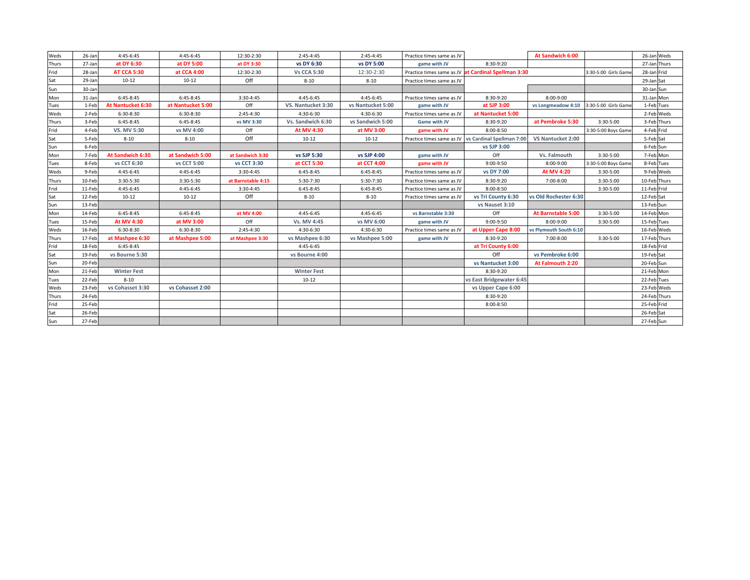| | | | | | | | | | | | | | |
|---|---|---|---|---|---|---|---|---|---|---|---|---|---|
| Weds | 26-Jan | 4:45-6:45 | 4:45-6:45 | 12:30-2:30 | 2:45-4:45 | 2:45-4:45 | Practice times same as JV | | At Sandwich 6:00 | | 26-Jan | Weds |
| Thurs | 27-Jan | at DY 6:30 | at DY 5:00 | at DY 3:30 | vs DY 6:30 | vs DY 5:00 | game with JV | 8:30-9:20 | | | 27-Jan | Thurs |
| Frid | 28-Jan | AT CCA 5:30 | at CCA 4:00 | 12:30-2:30 | Vs CCA 5:30 | 12:30-2:30 | Practice times same as JV | at Cardinal Spellman 3:30 | | 3:30-5:00 Girls Game | 28-Jan | Frid |
| Sat | 29-Jan | 10-12 | 10-12 | Off | 8-10 | 8-10 | Practice times same as JV | | | | 29-Jan | Sat |
| Sun | 30-Jan | | | | | | | | | | 30-Jan | Sun |
| Mon | 31-Jan | 6:45-8:45 | 6:45-8:45 | 3:30-4:45 | 4:45-6:45 | 4:45-6:45 | Practice times same as JV | 8:30-9:20 | 8:00-9:00 | | 31-Jan | Mon |
| Tues | 1-Feb | At Nantucket 6:30 | at Nantucket 5:00 | Off | VS. Nantucket 3:30 | vs Nantucket 5:00 | game with JV | at SJP 3:00 | vs Longmeadow 4:10 | 3:30-5:00 Girls Game | 1-Feb | Tues |
| Weds | 2-Feb | 6:30-8:30 | 6:30-8:30 | 2:45-4:30 | 4:30-6:30 | 4:30-6:30 | Practice times same as JV | at Nantucket 5:00 | | | 2-Feb | Weds |
| Thurs | 3-Feb | 6:45-8:45 | 6:45-8:45 | vs MV 3:30 | Vs. Sandwich 6:30 | vs Sandwich 5:00 | Game with JV | 8:30-9:20 | at Pembroke 5:30 | 3:30-5:00 | 3-Feb | Thurs |
| Frid | 4-Feb | VS. MV 5:30 | vs MV 4:00 | Off | At MV 4:30 | at MV 3:00 | game with JV | 8:00-8:50 | | 3:30-5:00 Boys Game | 4-Feb | Frid |
| Sat | 5-Feb | 8-10 | 8-10 | Off | 10-12 | 10-12 | Practice times same as JV | vs Cardinal Spellman 7:00 | VS Nantucket 2:00 | | 5-Feb | Sat |
| Sun | 6-Feb | | | | | | | vs SJP 3:00 | | | 6-Feb | Sun |
| Mon | 7-Feb | At Sandwich 6:30 | at Sandwich 5:00 | at Sandwich 3:30 | vs SJP 5:30 | vs SJP 4:00 | game with JV | Off | Vs. Falmouth | 3:30-5:00 | 7-Feb | Mon |
| Tues | 8-Feb | vs CCT 6:30 | vs CCT 5:00 | vs CCT 3:30 | at CCT 5:30 | at CCT 4:00 | game with JV | 9:00-9:50 | 8:00-9:00 | 3:30-5:00 Boys Game | 8-Feb | Tues |
| Weds | 9-Feb | 4:45-6:45 | 4:45-6:45 | 3:30-4:45 | 6:45-8:45 | 6:45-8:45 | Practice times same as JV | vs DY 7:00 | At MV 4:20 | 3:30-5:00 | 9-Feb | Weds |
| Thurs | 10-Feb | 3:30-5:30 | 3:30-5:30 | at Barnstable 4:15 | 5:30-7:30 | 5:30-7:30 | Practice times same as JV | 8:30-9:20 | 7:00-8:00 | 3:30-5:00 | 10-Feb | Thurs |
| Frid | 11-Feb | 4:45-6:45 | 4:45-6:45 | 3:30-4:45 | 6:45-8:45 | 6:45-8:45 | Practice times same as JV | 8:00-8:50 | | 3:30-5:00 | 11-Feb | Frid |
| Sat | 12-Feb | 10-12 | 10-12 | Off | 8-10 | 8-10 | Practice times same as JV | vs Tri County 6:30 | vs Old Rochester 6:30 | | 12-Feb | Sat |
| Sun | 13-Feb | | | | | | | vs Nauset 3:10 | | | 13-Feb | Sun |
| Mon | 14-Feb | 6:45-8:45 | 6:45-8:45 | at MV 4:00 | 4:45-6:45 | 4:45-6:45 | vs Barnstable 3:30 | Off | At Barnstable 5:00 | 3:30-5:00 | 14-Feb | Mon |
| Tues | 15-Feb | At MV 4:30 | at MV 3:00 | Off | Vs. MV 4:45 | vs MV 6:00 | game with JV | 9:00-9:50 | 8:00-9:00 | 3:30-5:00 | 15-Feb | Tues |
| Weds | 16-Feb | 6:30-8:30 | 6:30-8:30 | 2:45-4:30 | 4:30-6:30 | 4:30-6:30 | Practice times same as JV | at Upper Cape 8:00 | vs Plymouth South 6:10 | | 16-Feb | Weds |
| Thurs | 17-Feb | at Mashpee 6:30 | at Mashpee 5:00 | at Mashpee 3:30 | vs Mashpee 6:30 | vs Mashpee 5:00 | game with JV | 8:30-9:20 | 7:00-8:00 | 3:30-5:00 | 17-Feb | Thurs |
| Frid | 18-Feb | 6:45-8:45 | | | 4:45-6:45 | | | at Tri County 6:00 | | | 18-Feb | Frid |
| Sat | 19-Feb | vs Bourne 5:30 | | | vs Bourne 4:00 | | | Off | vs Pembroke 6:00 | | 19-Feb | Sat |
| Sun | 20-Feb | | | | | | | vs Nantucket 3:00 | At Falmouth 2:20 | | 20-Feb | Sun |
| Mon | 21-Feb | Winter Fest | | | Winter Fest | | | 8:30-9:20 | | | 21-Feb | Mon |
| Tues | 22-Feb | 8-10 | | | 10-12 | | | vs East Bridgewater 6:45 | | | 22-Feb | Tues |
| Weds | 23-Feb | vs Cohasset 3:30 | vs Cohasset 2:00 | | | | | vs Upper Cape 6:00 | | | 23-Feb | Weds |
| Thurs | 24-Feb | | | | | | | 8:30-9:20 | | | 24-Feb | Thurs |
| Frid | 25-Feb | | | | | | | 8:00-8:50 | | | 25-Feb | Frid |
| Sat | 26-Feb | | | | | | | | | | 26-Feb | Sat |
| Sun | 27-Feb | | | | | | | | | | 27-Feb | Sun |